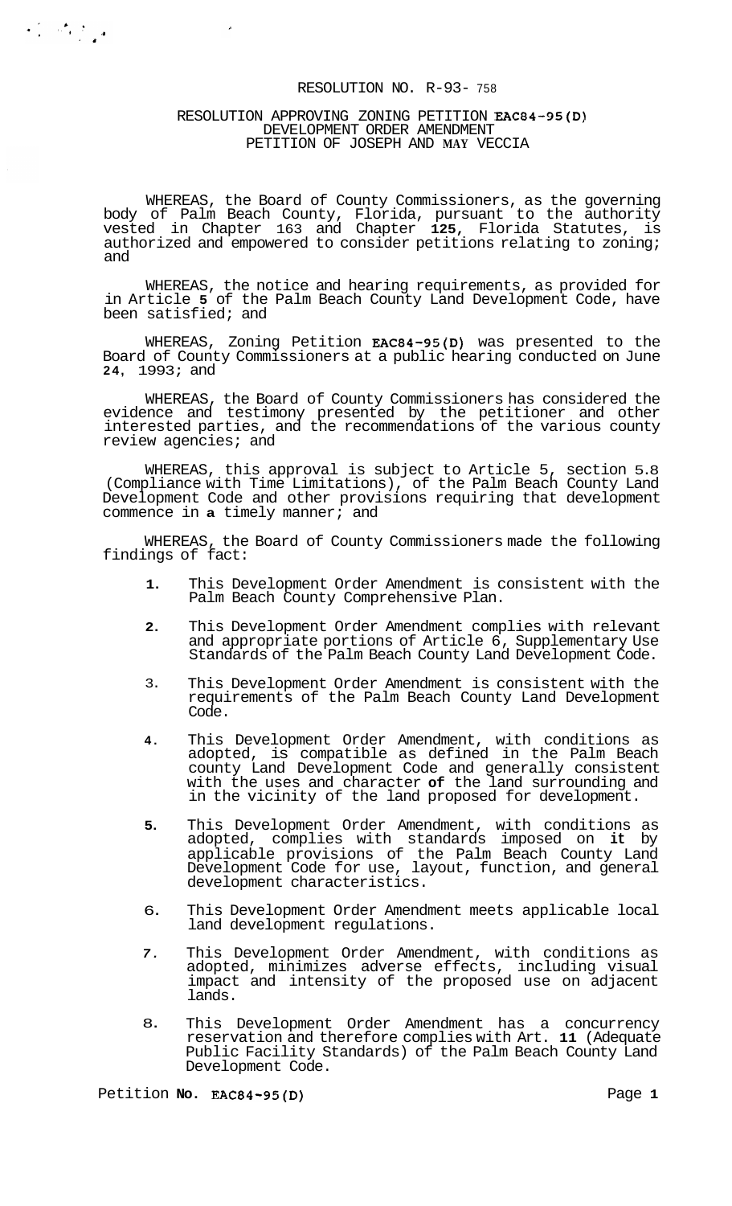# RESOLUTION NO. R-93- 758

## RESOLUTION APPROVING ZONING PETITION EAC84-95(D) DEVELOPMENT ORDER AMENDMENT PETITION OF JOSEPH AND MAY VECCIA

WHEREAS, the Board of County Commissioners, as the governing body of Palm Beach County, Florida, pursuant to the authority vested in Chapter 163 and Chapter 125, Florida Statutes, is authorized and empowered to consider petitions relating to zoning; and

WHEREAS, the notice and hearing requirements, as provided for in Article 5 of the Palm Beach County Land Development Code, have been satisfied; and

WHEREAS, Zoning Petition EAC84-95(D) was presented to the Board of County Commissioners at a public hearing conducted on June 24, 1993; and

WHEREAS, the Board of County Commissioners has considered the evidence and testimony presented by the petitioner and other interested parties, and the recommendations of the various county review agencies; and

WHEREAS, this approval is subject to Article 5, section 5.8 (Compliance with Time Limitations), of the Palm Beach County Land Development Code and other provisions requiring that development commence in a timely manner; and

WHEREAS, the Board of County Commissioners made the following findings of fact:

1. This Development Order Amendment is consistent with the Palm Beach County Comprehensive Plan.
2. This Development Order Amendment complies with relevant and appropriate portions of Article 6, Supplementary Use Standards of the Palm Beach County Land Development Code.
3. This Development Order Amendment is consistent with the requirements of the Palm Beach County Land Development Code.
4. This Development Order Amendment, with conditions as adopted, is compatible as defined in the Palm Beach county Land Development Code and generally consistent with the uses and character of the land surrounding and in the vicinity of the land proposed for development.
5. This Development Order Amendment, with conditions as adopted, complies with standards imposed on it by applicable provisions of the Palm Beach County Land Development Code for use, layout, function, and general development characteristics.
6. This Development Order Amendment meets applicable local land development regulations.
7. This Development Order Amendment, with conditions as adopted, minimizes adverse effects, including visual impact and intensity of the proposed use on adjacent lands.
8. This Development Order Amendment has a concurrency reservation and therefore complies with Art. 11 (Adequate Public Facility Standards) of the Palm Beach County Land Development Code.

Petition No. EAC84-95(D)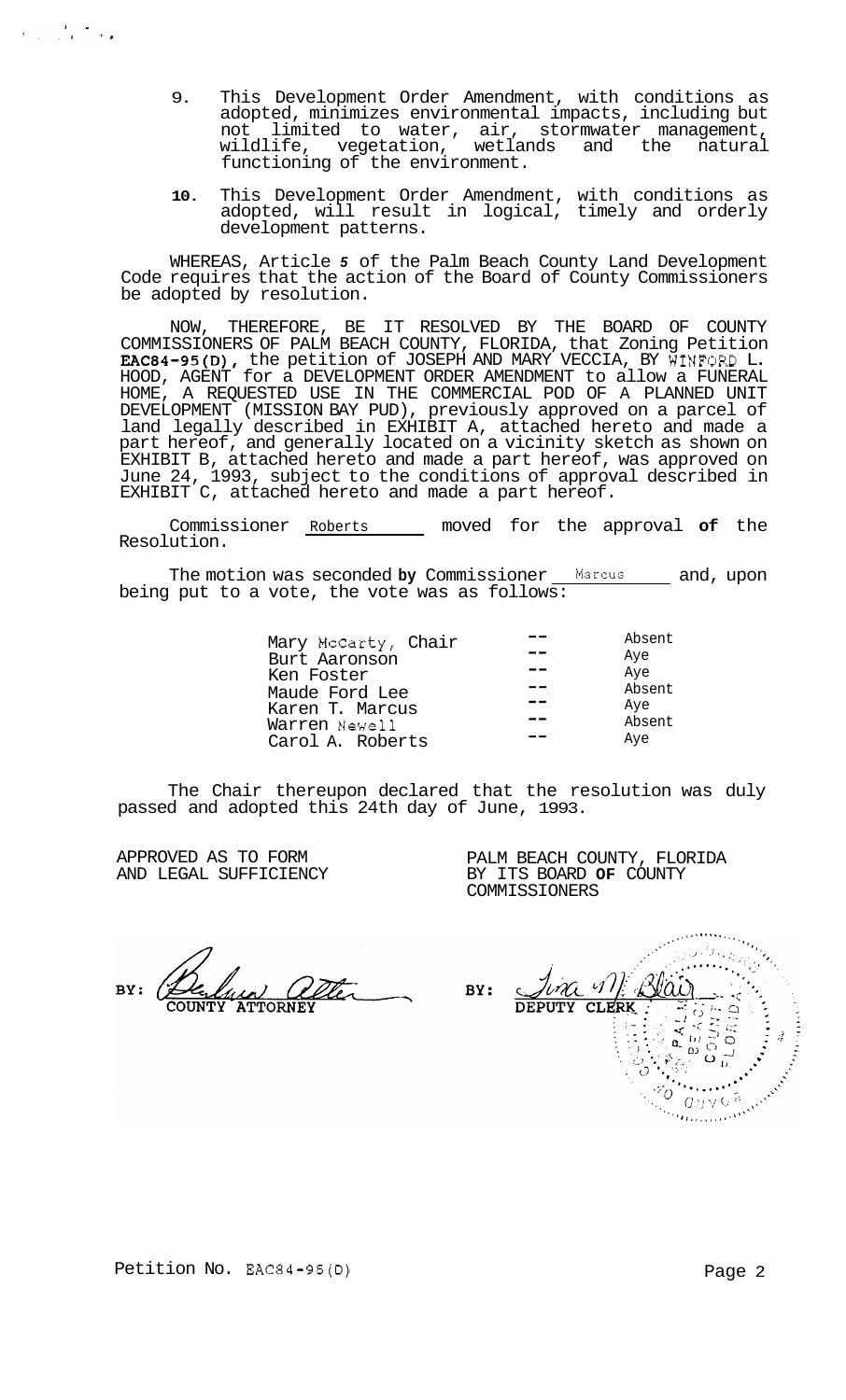9. This Development Order Amendment, with conditions as adopted, minimizes environmental impacts, including but not limited to water, air, stormwater management, wildlife, vegetation, wetlands and the natural functioning of the environment.

10. This Development Order Amendment, with conditions as adopted, will result in logical, timely and orderly development patterns.

WHEREAS, Article 5 of the Palm Beach County Land Development Code requires that the action of the Board of County Commissioners be adopted by resolution.

NOW, THEREFORE, BE IT RESOLVED BY THE BOARD OF COUNTY COMMISSIONERS OF PALM BEACH COUNTY, FLORIDA, that Zoning Petition EAC84-95(D), the petition of JOSEPH AND MARY VECCIA, BY WINFORD L. HOOD, AGENT for a DEVELOPMENT ORDER AMENDMENT to allow a FUNERAL HOME, A REQUESTED USE IN THE COMMERCIAL POD OF A PLANNED UNIT DEVELOPMENT (MISSION BAY PUD), previously approved on a parcel of land legally described in EXHIBIT A, attached hereto and made a part hereof, and generally located on a vicinity sketch as shown on EXHIBIT B, attached hereto and made a part hereof, was approved on June 24, 1993, subject to the conditions of approval described in EXHIBIT C, attached hereto and made a part hereof.

Commissioner Roberts moved for the approval of the Resolution.

The motion was seconded by Commissioner Marcus and, upon being put to a vote, the vote was as follows:

| | | |
|---|---|---|
| Mary McCarty, Chair | -- | Absent |
| Burt Aaronson | -- | Aye |
| Ken Foster | -- | Aye |
| Maude Ford Lee | -- | Absent |
| Karen T. Marcus | -- | Aye |
| Warren Newell | -- | Absent |
| Carol A. Roberts | -- | Aye |

The Chair thereupon declared that the resolution was duly passed and adopted this 24th day of June, 1993.

APPROVED AS TO FORM AND LEGAL SUFFICIENCY

BY: COUNTY ATTORNEY

PALM BEACH COUNTY, FLORIDA BY ITS BOARD OF COUNTY COMMISSIONERS

BY: DEPUTY CLERK

Petition No. EAC84-95(D)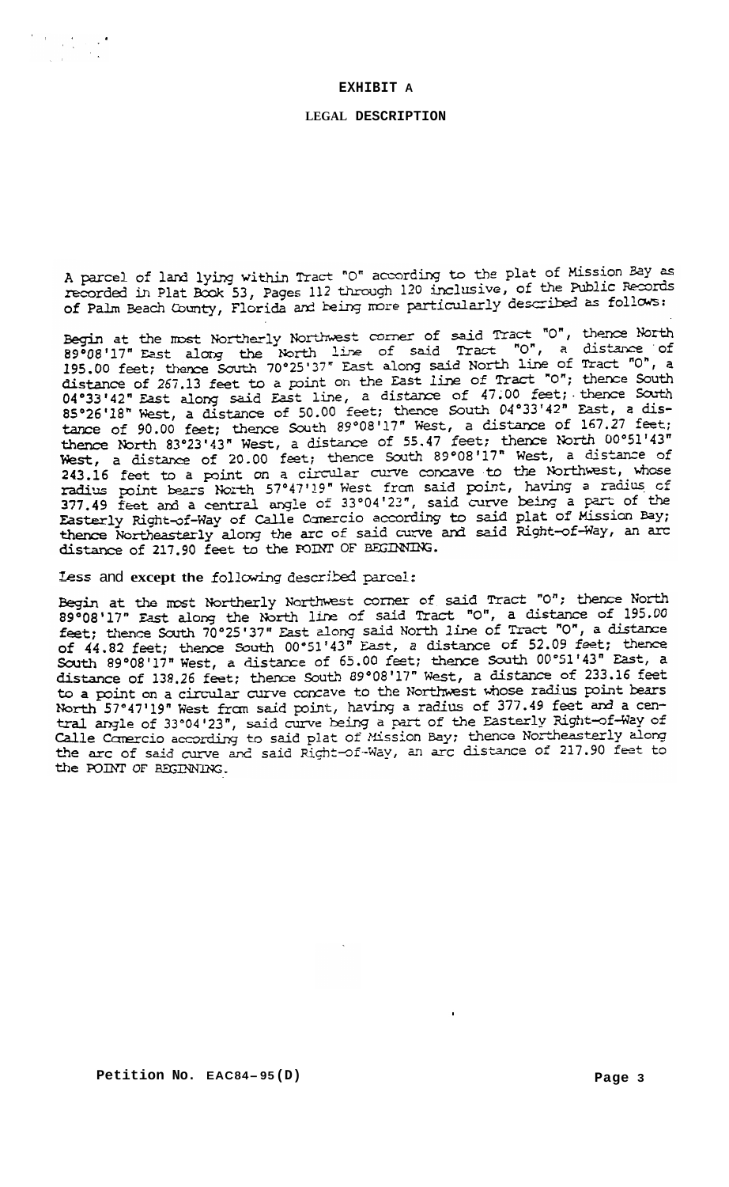# EXHIBIT A

## LEGAL DESCRIPTION

A parcel of land lying within Tract "O" according to the plat of Mission Bay as recorded in Plat Book 53, Pages 112 through 120 inclusive, of the Public Records of Palm Beach County, Florida and being more particularly described as follows:

Begin at the most Northerly Northwest corner of said Tract "O", thence North 89°08'17" East along the North line of said Tract "O", a distance of 195.00 feet; thence South 70°25'37" East along said North line of Tract "O", a distance of 267.13 feet to a point on the East line of Tract "O"; thence South 04°33'42" East along said East line, a distance of 47.00 feet; thence South 85°26'18" West, a distance of 50.00 feet; thence South 04°33'42" East, a distance of 90.00 feet; thence South 89°08'17" West, a distance of 167.27 feet; thence North 83°23'43" West, a distance of 55.47 feet; thence North 00°51'43" West, a distance of 20.00 feet; thence South 89°08'17" West, a distance of 243.16 feet to a point on a circular curve concave to the Northwest, whose radius point bears North 57°47'19" West from said point, having a radius of 377.49 feet and a central angle of 33°04'23", said curve being a part of the Easterly Right-of-Way of Calle Comercio according to said plat of Mission Bay; thence Northeasterly along the arc of said curve and said Right-of-Way, an arc distance of 217.90 feet to the POINT OF BEGINNING.

Less and except the following described parcel:

Begin at the most Northerly Northwest corner of said Tract "O"; thence North 89°08'17" East along the North line of said Tract "O", a distance of 195.00 feet; thence South 70°25'37" East along said North line of Tract "O", a distance of 44.82 feet; thence South 00°51'43" East, a distance of 52.09 feet; thence South 89°08'17" West, a distance of 65.00 feet; thence South 00°51'43" East, a distance of 138.26 feet; thence South 89°08'17" West, a distance of 233.16 feet to a point on a circular curve concave to the Northwest whose radius point bears North 57°47'19" West from said point, having a radius of 377.49 feet and a central angle of 33°04'23", said curve being a part of the Easterly Right-of-Way of Calle Comercio according to said plat of Mission Bay; thence Northeasterly along the arc of said curve and said Right-of-Way, an arc distance of 217.90 feet to the POINT OF BEGINNING.

**Petition No. EAC84-95(D)**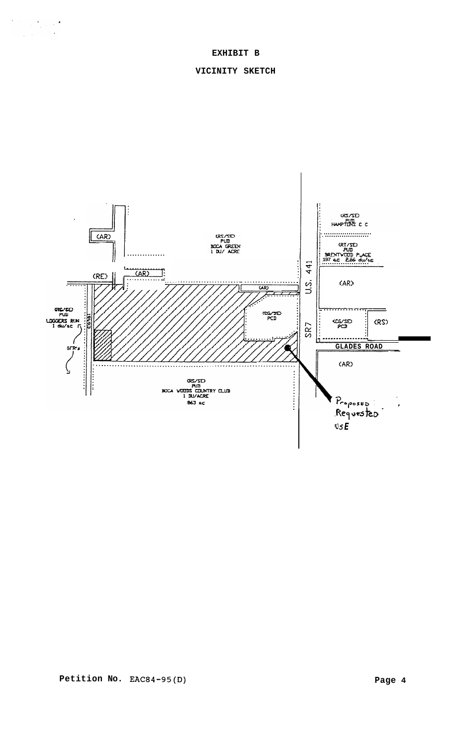# EXHIBIT B

## VICINITY SKETCH

(RS/SE)
PUD
HAMPTONS C C

(RT/SE)
PUD
BRENTWOOD PLACE
197 ac 2.86 du/ac

(AR)

(RS/SE)
PUD
BOCA GREEN
1 DU/ ACRE

(AR)

(RE)

(AR)

(AR)

U.S. 441

SR7

(CG/SE)
PCD

(CG/SE)
PCD

(RS)

GLADES ROAD

(AR)

(RE/SE)
PUD
LOGGERS RUN
1 du/ac

Canal

SFR's

(RS/SE)
PUD
BOCA WOODS COUNTRY CLUB
1 DU/ACRE
863 ac

Proposed Requested USE

Petition No. EAC84-95(D)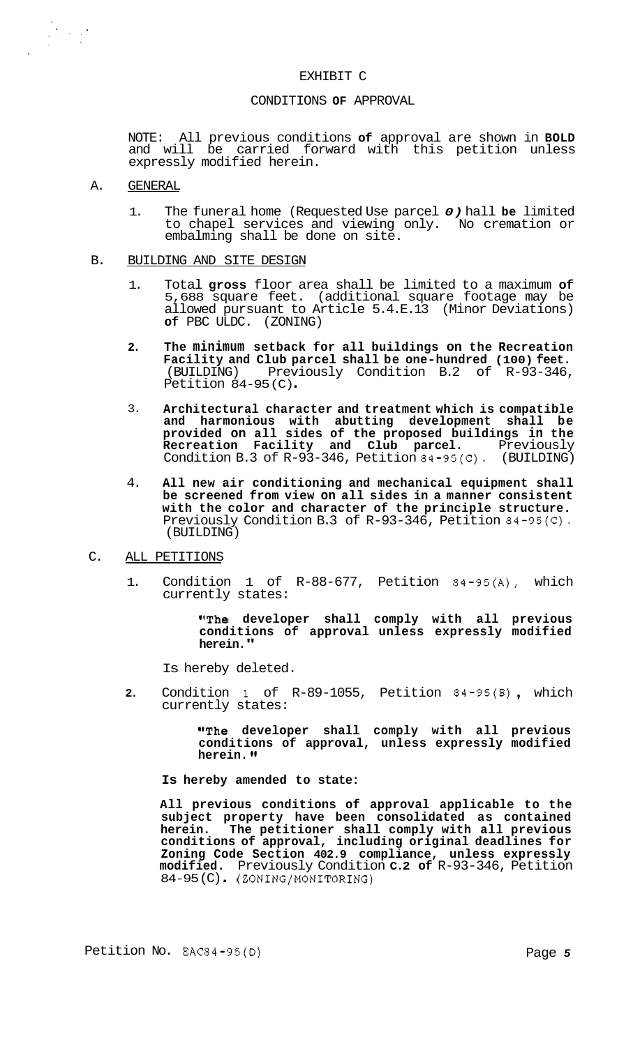# EXHIBIT C

## CONDITIONS OF APPROVAL

NOTE: All previous conditions of approval are shown in **BOLD** and will be carried forward with this petition unless expressly modified herein.

A. GENERAL

1. The funeral home (Requested Use parcel *O)* hall **be** limited to chapel services and viewing only. No cremation or embalming shall be done on site.

B. BUILDING AND SITE DESIGN

1. Total **gross** floor area shall be limited to a maximum **of** 5,688 square feet. (additional square footage may be allowed pursuant to Article 5.4.E.13 (Minor Deviations) **of** PBC ULDC. (ZONING)

2. **The minimum setback for all buildings on the Recreation Facility and Club parcel shall be one-hundred (100) feet.** (BUILDING) Previously Condition B.2 of R-93-346, Petition 84-95(C).

3. **Architectural character and treatment which is compatible and harmonious with abutting development shall be provided on all sides of the proposed buildings in the Recreation Facility and Club parcel.** Previously Condition B.3 of R-93-346, Petition 84-95(C). (BUILDING)

4. **All new air conditioning and mechanical equipment shall be screened from view on all sides in a manner consistent with the color and character of the principle structure.** Previously Condition B.3 of R-93-346, Petition 84-95(C). (BUILDING)

C. ALL PETITIONS

1. Condition 1 of R-88-677, Petition 84-95(A), which currently states:

   **"The developer shall comply with all previous conditions of approval unless expressly modified herein."**

   Is hereby deleted.

2. Condition 1 of R-89-1055, Petition 84-95(B), which currently states:

   **"The developer shall comply with all previous conditions of approval, unless expressly modified herein."**

   **Is hereby amended to state:**

   **All previous conditions of approval applicable to the subject property have been consolidated as contained herein. The petitioner shall comply with all previous conditions of approval, including original deadlines for Zoning Code Section 402.9 compliance, unless expressly modified.** Previously Condition **C.2 of** R-93-346, Petition 84-95(C). (ZONING/MONITORING)

Petition No. EAC84-95(D)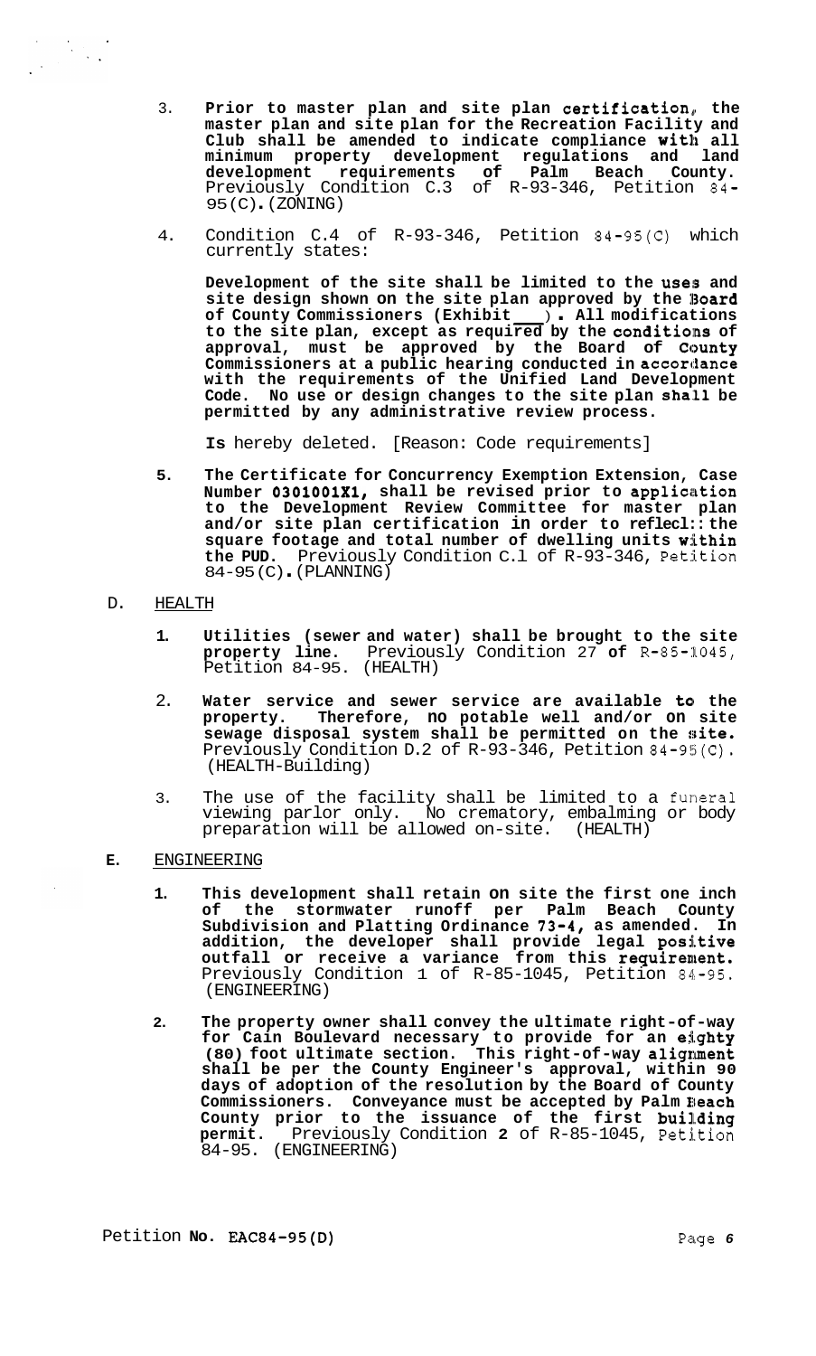3. **Prior to master plan and site plan certification, the master plan and site plan for the Recreation Facility and Club shall be amended to indicate compliance with all minimum property development regulations and land development requirements of Palm Beach County.** Previously Condition C.3 of R-93-346, Petition 84-95(C). (ZONING)

4. Condition C.4 of R-93-346, Petition 84-95(C) which currently states:

   **Development of the site shall be limited to the uses and site design shown on the site plan approved by the Board of County Commissioners (Exhibit ___). All modifications to the site plan, except as required by the conditions of approval, must be approved by the Board of County Commissioners at a public hearing conducted in accordance with the requirements of the Unified Land Development Code. No use or design changes to the site plan shall be permitted by any administrative review process.**

   **Is** hereby deleted. [Reason: Code requirements]

5. **The Certificate for Concurrency Exemption Extension, Case Number 0301001X1, shall be revised prior to application to the Development Review Committee for master plan and/or site plan certification in order to reflect the square footage and total number of dwelling units within the PUD.** Previously Condition C.1 of R-93-346, Petition 84-95(C). (PLANNING)

D. HEALTH

1. **Utilities (sewer and water) shall be brought to the site property line.** Previously Condition 27 of R-85-1045, Petition 84-95. (HEALTH)

2. **Water service and sewer service are available to the property. Therefore, no potable well and/or on site sewage disposal system shall be permitted on the site.** Previously Condition D.2 of R-93-346, Petition 84-95(C). (HEALTH-Building)

3. The use of the facility shall be limited to a funeral viewing parlor only. No crematory, embalming or body preparation will be allowed on-site. (HEALTH)

E. ENGINEERING

1. **This development shall retain on site the first one inch of the stormwater runoff per Palm Beach County Subdivision and Platting Ordinance 73-4, as amended. In addition, the developer shall provide legal positive outfall or receive a variance from this requirement.** Previously Condition 1 of R-85-1045, Petition 84-95. (ENGINEERING)

2. **The property owner shall convey the ultimate right-of-way for Cain Boulevard necessary to provide for an eighty (80) foot ultimate section. This right-of-way alignment shall be per the County Engineer's approval, within 90 days of adoption of the resolution by the Board of County Commissioners. Conveyance must be accepted by Palm Beach County prior to the issuance of the first building permit.** Previously Condition 2 of R-85-1045, Petition 84-95. (ENGINEERING)

Petition No. EAC84-95(D)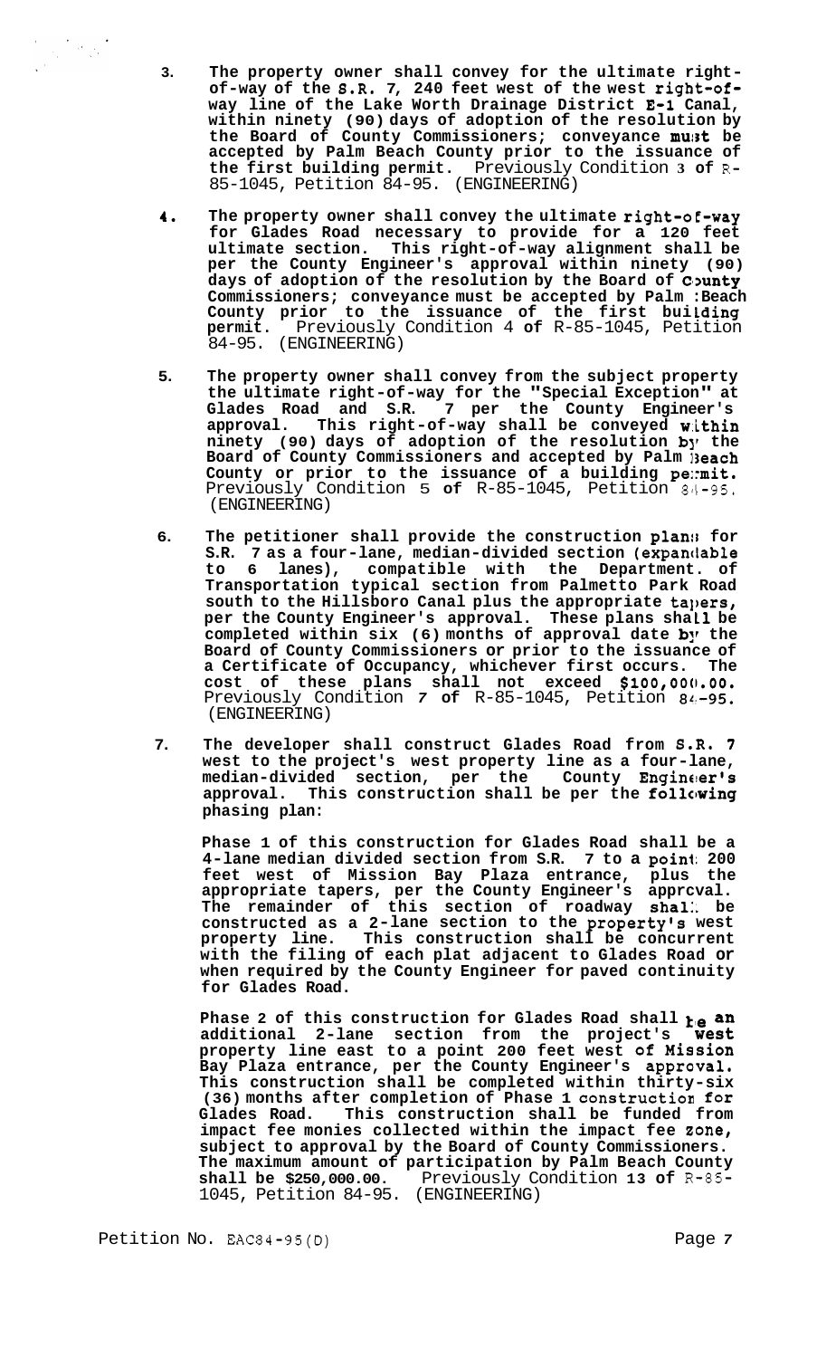3. **The property owner shall convey for the ultimate right-of-way of the S.R. 7, 240 feet west of the west right-of-way line of the Lake Worth Drainage District E-1 Canal, within ninety (90) days of adoption of the resolution by the Board of County Commissioners; conveyance must be accepted by Palm Beach County prior to the issuance of the first building permit.** Previously Condition 3 of R-85-1045, Petition 84-95. (ENGINEERING)

4. **The property owner shall convey the ultimate right-of-way for Glades Road necessary to provide for a 120 feet ultimate section. This right-of-way alignment shall be per the County Engineer's approval within ninety (90) days of adoption of the resolution by the Board of County Commissioners; conveyance must be accepted by Palm Beach County prior to the issuance of the first building permit.** Previously Condition 4 of R-85-1045, Petition 84-95. (ENGINEERING)

5. **The property owner shall convey from the subject property the ultimate right-of-way for the "Special Exception" at Glades Road and S.R. 7 per the County Engineer's approval. This right-of-way shall be conveyed within ninety (90) days of adoption of the resolution by the Board of County Commissioners and accepted by Palm Beach County or prior to the issuance of a building permit.** Previously Condition 5 of R-85-1045, Petition 84-95. (ENGINEERING)

6. **The petitioner shall provide the construction plans for S.R. 7 as a four-lane, median-divided section (expandable to 6 lanes), compatible with the Department. of Transportation typical section from Palmetto Park Road south to the Hillsboro Canal plus the appropriate tapers, per the County Engineer's approval. These plans shall be completed within six (6) months of approval date by the Board of County Commissioners or prior to the issuance of a Certificate of Occupancy, whichever first occurs. The cost of these plans shall not exceed $100,000.00.** Previously Condition 7 of R-85-1045, Petition 84-95. (ENGINEERING)

7. **The developer shall construct Glades Road from S.R. 7 west to the project's west property line as a four-lane, median-divided section, per the County Engineer's approval. This construction shall be per the following phasing plan:**

   **Phase 1 of this construction for Glades Road shall be a 4-lane median divided section from S.R. 7 to a point 200 feet west of Mission Bay Plaza entrance, plus the appropriate tapers, per the County Engineer's approval. The remainder of this section of roadway shall be constructed as a 2-lane section to the property's west property line. This construction shall be concurrent with the filing of each plat adjacent to Glades Road or when required by the County Engineer for paved continuity for Glades Road.**

   **Phase 2 of this construction for Glades Road shall be an additional 2-lane section from the project's west property line east to a point 200 feet west of Mission Bay Plaza entrance, per the County Engineer's approval. This construction shall be completed within thirty-six (36) months after completion of Phase 1 construction for Glades Road. This construction shall be funded from impact fee monies collected within the impact fee zone, subject to approval by the Board of County Commissioners. The maximum amount of participation by Palm Beach County shall be $250,000.00.** Previously Condition 13 of R-85-1045, Petition 84-95. (ENGINEERING)

Petition No. EAC84-95(D)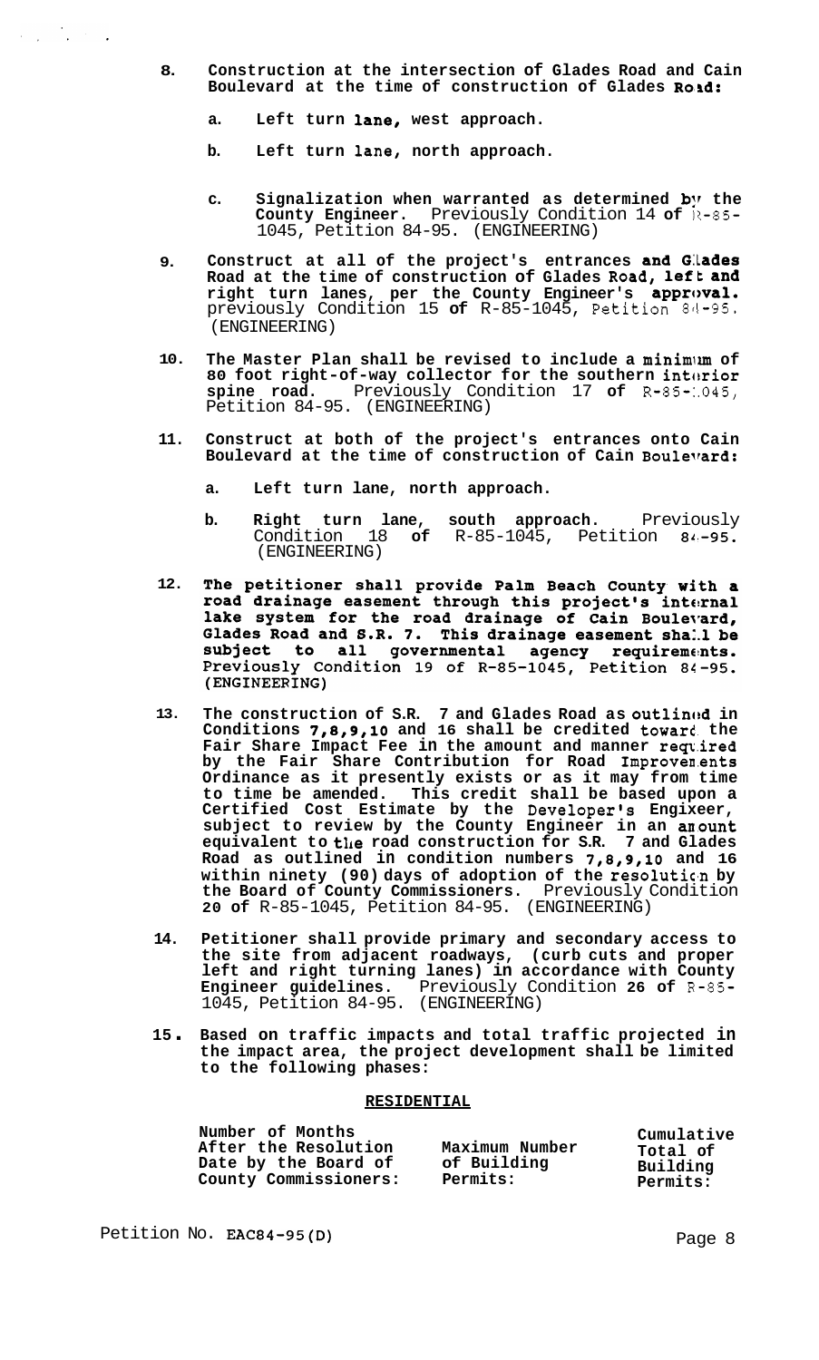8. **Construction at the intersection of Glades Road and Cain Boulevard at the time of construction of Glades Road:**

   a. **Left turn lane, west approach.**

   b. **Left turn lane, north approach.**

   c. **Signalization when warranted as determined by the County Engineer.** Previously Condition 14 **of** R-85-1045, Petition 84-95. (ENGINEERING)

9. **Construct at all of the project's entrances and Glades Road at the time of construction of Glades Road, left and right turn lanes, per the County Engineer's approval.** previously Condition 15 **of** R-85-1045, Petition 84-95. (ENGINEERING)

10. **The Master Plan shall be revised to include a minimum of 80 foot right-of-way collector for the southern interior spine road.** Previously Condition 17 **of** R-85-1045, Petition 84-95. (ENGINEERING)

11. **Construct at both of the project's entrances onto Cain Boulevard at the time of construction of Cain Boulevard:**

    a. **Left turn lane, north approach.**

    b. **Right turn lane, south approach.** Previously Condition 18 **of** R-85-1045, Petition **84-95.** (ENGINEERING)

12. **The petitioner shall provide Palm Beach County with a road drainage easement through this project's internal lake system for the road drainage of Cain Boulevard, Glades Road and S.R. 7. This drainage easement shall be subject to all governmental agency requirements. Previously Condition 19 of R-85-1045, Petition 84-95. (ENGINEERING)**

13. **The construction of S.R. 7 and Glades Road as outlined in Conditions 7,8,9,10 and 16 shall be credited toward the Fair Share Impact Fee in the amount and manner required by the Fair Share Contribution for Road Improvements Ordinance as it presently exists or as it may from time to time be amended. This credit shall be based upon a Certified Cost Estimate by the Developer's Engixeer, subject to review by the County Engineer in an amount equivalent to the road construction for S.R. 7 and Glades Road as outlined in condition numbers 7,8,9,10 and 16 within ninety (90) days of adoption of the resolution by the Board of County Commissioners.** Previously Condition **20 of** R-85-1045, Petition 84-95. (ENGINEERING)

14. **Petitioner shall provide primary and secondary access to the site from adjacent roadways, (curb cuts and proper left and right turning lanes) in accordance with County Engineer guidelines.** Previously Condition **26 of** R-85-1045, Petition 84-95. (ENGINEERING)

15. **Based on traffic impacts and total traffic projected in the impact area, the project development shall be limited to the following phases:**

**RESIDENTIAL**

| Number of Months After the Resolution Date by the Board of County Commissioners: | Maximum Number of Building Permits: | Cumulative Total of Building Permits: |
|---|---|---|

Petition No. EAC84-95(D)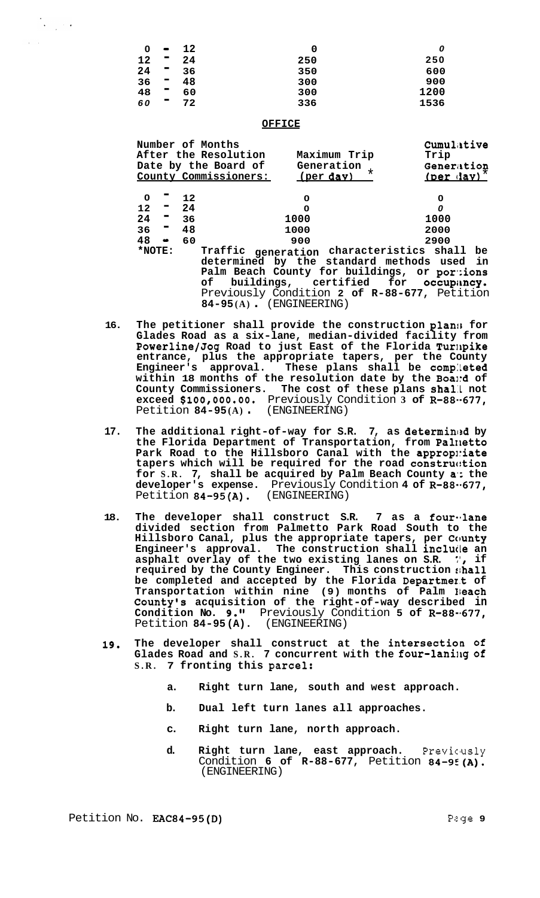| | | |
|---|---|---|
| 0 - 12 | 0 | 0 |
| 12 - 24 | 250 | 250 |
| 24 - 36 | 350 | 600 |
| 36 - 48 | 300 | 900 |
| 48 - 60 | 300 | 1200 |
| 60 - 72 | 336 | 1536 |

**OFFICE**

| Number of Months After the Resolution Date by the Board of County Commissioners: | Maximum Trip Generation (per day) * | Cumulative Trip Generation (per day)* |
|---|---|---|
| 0 - 12 | 0 | 0 |
| 12 - 24 | 0 | 0 |
| 24 - 36 | 1000 | 1000 |
| 36 - 48 | 1000 | 2000 |
| 48 - 60 | 900 | 2900 |

*NOTE: **Traffic generation characteristics shall be determined by the standard methods used in Palm Beach County for buildings, or portions of buildings, certified for occupancy.** Previously Condition **2 of R-88-677**, Petition **84-95(A)**. (ENGINEERING)

16. **The petitioner shall provide the construction plans for Glades Road as a six-lane, median-divided facility from Powerline/Jog Road to just East of the Florida Turnpike entrance, plus the appropriate tapers, per the County Engineer's approval. These plans shall be completed within 18 months of the resolution date by the Board of County Commissioners. The cost of these plans shall not exceed $100,000.00.** Previously Condition **3 of R-88-677**, Petition **84-95(A)**. (ENGINEERING)

17. **The additional right-of-way for S.R. 7, as determined by the Florida Department of Transportation, from Palmetto Park Road to the Hillsboro Canal with the appropriate tapers which will be required for the road construction for S.R. 7, shall be acquired by Palm Beach County at the developer's expense.** Previously Condition **4 of R-88-677**, Petition **84-95(A)**. (ENGINEERING)

18. **The developer shall construct S.R. 7 as a four-lane divided section from Palmetto Park Road South to the Hillsboro Canal, plus the appropriate tapers, per County Engineer's approval. The construction shall include an asphalt overlay of the two existing lanes on S.R. 7, if required by the County Engineer. This construction shall be completed and accepted by the Florida Department of Transportation within nine (9) months of Palm Beach County's acquisition of the right-of-way described in Condition No. 9."** Previously Condition **5 of R-88-677**, Petition **84-95(A)**. (ENGINEERING)

19. **The developer shall construct at the intersection of Glades Road and S.R. 7 concurrent with the four-laning of S.R. 7 fronting this parcel:**

    a. **Right turn lane, south and west approach.**

    b. **Dual left turn lanes all approaches.**

    c. **Right turn lane, north approach.**

    d. **Right turn lane, east approach.** Previously Condition **6 of R-88-677**, Petition **84-95(A)**. (ENGINEERING)

Petition No. **EAC84-95(D)**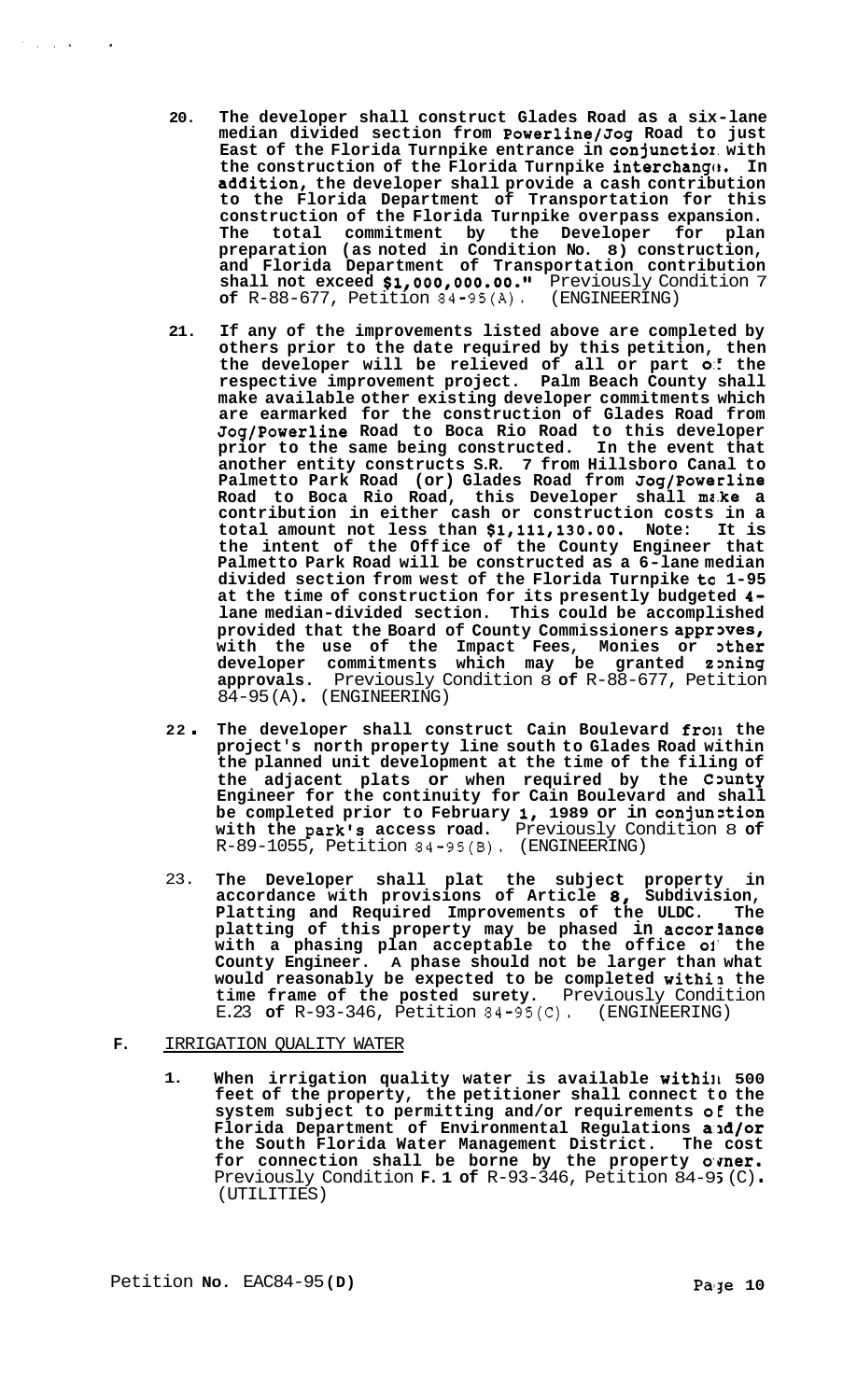20. **The developer shall construct Glades Road as a six-lane median divided section from Powerline/Jog Road to just East of the Florida Turnpike entrance in conjunction with the construction of the Florida Turnpike interchange. In addition, the developer shall provide a cash contribution to the Florida Department of Transportation for this construction of the Florida Turnpike overpass expansion. The total commitment by the Developer for plan preparation (as noted in Condition No. 8) construction, and Florida Department of Transportation contribution shall not exceed $1,000,000.00."** Previously Condition 7 **of** R-88-677, Petition 84-95(A). (ENGINEERING)

21. **If any of the improvements listed above are completed by others prior to the date required by this petition, then the developer will be relieved of all or part of the respective improvement project. Palm Beach County shall make available other existing developer commitments which are earmarked for the construction of Glades Road from Jog/Powerline Road to Boca Rio Road to this developer prior to the same being constructed. In the event that another entity constructs S.R. 7 from Hillsboro Canal to Palmetto Park Road (or) Glades Road from Jog/Powerline Road to Boca Rio Road, this Developer shall make a contribution in either cash or construction costs in a total amount not less than $1,111,130.00. Note: It is the intent of the Office of the County Engineer that Palmetto Park Road will be constructed as a 6-lane median divided section from west of the Florida Turnpike to I-95 at the time of construction for its presently budgeted 4-lane median-divided section. This could be accomplished provided that the Board of County Commissioners approves, with the use of the Impact Fees, Monies or other developer commitments which may be granted zoning approvals.** Previously Condition 8 **of** R-88-677, Petition 84-95(A). (ENGINEERING)

22. **The developer shall construct Cain Boulevard from the project's north property line south to Glades Road within the planned unit development at the time of the filing of the adjacent plats or when required by the County Engineer for the continuity for Cain Boulevard and shall be completed prior to February 1, 1989 or in conjunction with the park's access road.** Previously Condition 8 **of** R-89-1055, Petition 84-95(B). (ENGINEERING)

23. **The Developer shall plat the subject property in accordance with provisions of Article 8, Subdivision, Platting and Required Improvements of the ULDC. The platting of this property may be phased in accordance with a phasing plan acceptable to the office of the County Engineer. A phase should not be larger than what would reasonably be expected to be completed within the time frame of the posted surety.** Previously Condition E.23 **of** R-93-346, Petition 84-95(C). (ENGINEERING)

**F.** IRRIGATION QUALITY WATER

1. **When irrigation quality water is available within 500 feet of the property, the petitioner shall connect to the system subject to permitting and/or requirements of the Florida Department of Environmental Regulations and/or the South Florida Water Management District. The cost for connection shall be borne by the property owner.** Previously Condition **F.1 of** R-93-346, Petition 84-95(C). (UTILITIES)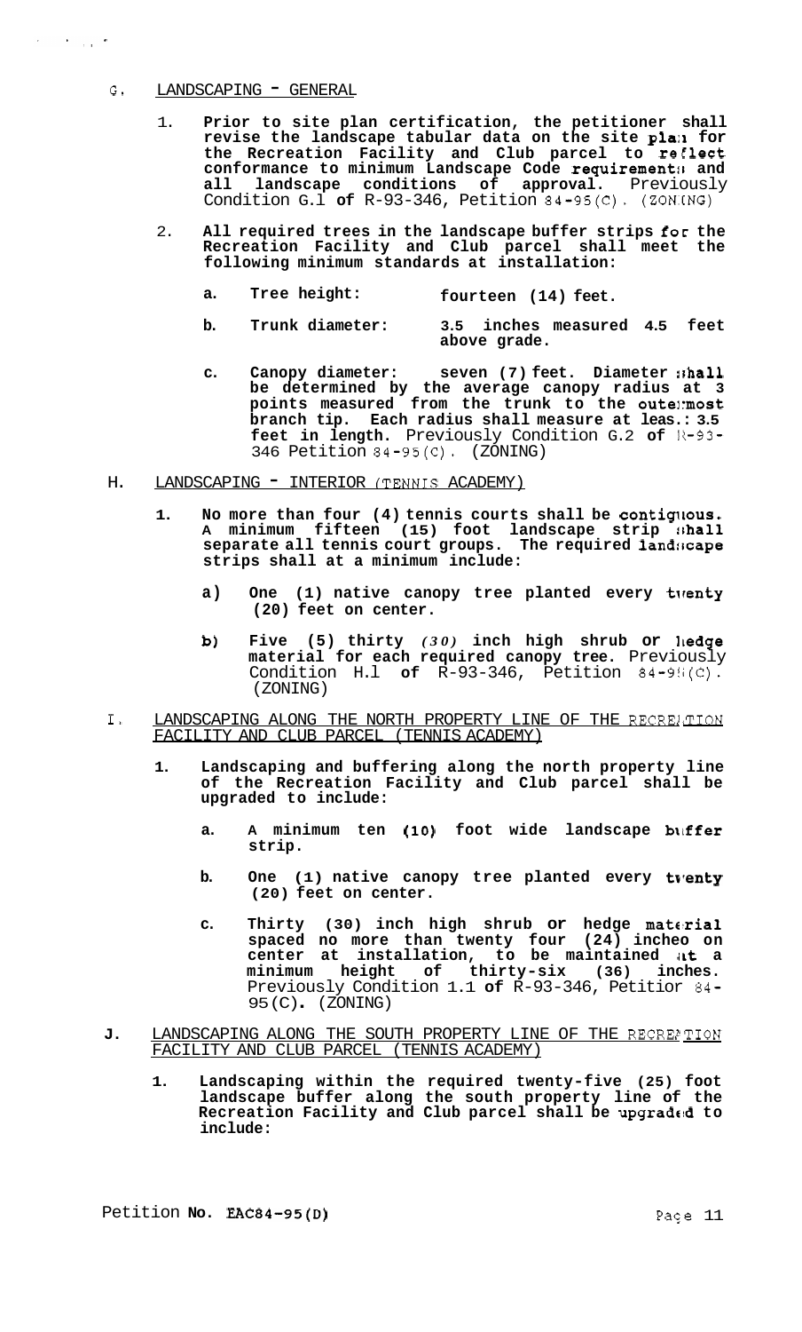## G. LANDSCAPING - GENERAL

1. **Prior to site plan certification, the petitioner shall revise the landscape tabular data on the site plan for the Recreation Facility and Club parcel to reflect conformance to minimum Landscape Code requirements and all landscape conditions of approval.** Previously Condition G.1 **of** R-93-346, Petition 84-95(C). (ZONING)

2. **All required trees in the landscape buffer strips for the Recreation Facility and Club parcel shall meet the following minimum standards at installation:**

   a. **Tree height:** **fourteen (14) feet.**

   b. **Trunk diameter:** **3.5 inches measured 4.5 feet above grade.**

   c. **Canopy diameter: seven (7) feet. Diameter shall be determined by the average canopy radius at 3 points measured from the trunk to the outermost branch tip. Each radius shall measure at least 3.5 feet in length.** Previously Condition G.2 **of** R-93-346 Petition 84-95(C). (ZONING)

## H. LANDSCAPING - INTERIOR (TENNIS ACADEMY)

1. **No more than four (4) tennis courts shall be contiguous. A minimum fifteen (15) foot landscape strip shall separate all tennis court groups. The required landscape strips shall at a minimum include:**

   a) **One (1) native canopy tree planted every twenty (20) feet on center.**

   b) **Five (5) thirty** *(30)* **inch high shrub or hedge material for each required canopy tree.** Previously Condition H.1 **of** R-93-346, Petition 84-95(C). (ZONING)

## I. LANDSCAPING ALONG THE NORTH PROPERTY LINE OF THE RECREATION FACILITY AND CLUB PARCEL (TENNIS ACADEMY)

1. **Landscaping and buffering along the north property line of the Recreation Facility and Club parcel shall be upgraded to include:**

   a. **A minimum ten (10) foot wide landscape buffer strip.**

   b. **One (1) native canopy tree planted every twenty (20) feet on center.**

   c. **Thirty (30) inch high shrub or hedge material spaced no more than twenty four (24) inches on center at installation, to be maintained at a minimum height of thirty-six (36) inches.** Previously Condition I.1 **of** R-93-346, Petition 84-95(C). (ZONING)

## J. LANDSCAPING ALONG THE SOUTH PROPERTY LINE OF THE RECREATION FACILITY AND CLUB PARCEL (TENNIS ACADEMY)

1. **Landscaping within the required twenty-five (25) foot landscape buffer along the south property line of the Recreation Facility and Club parcel shall be upgraded to include:**

Petition **No. EAC84-95(D)**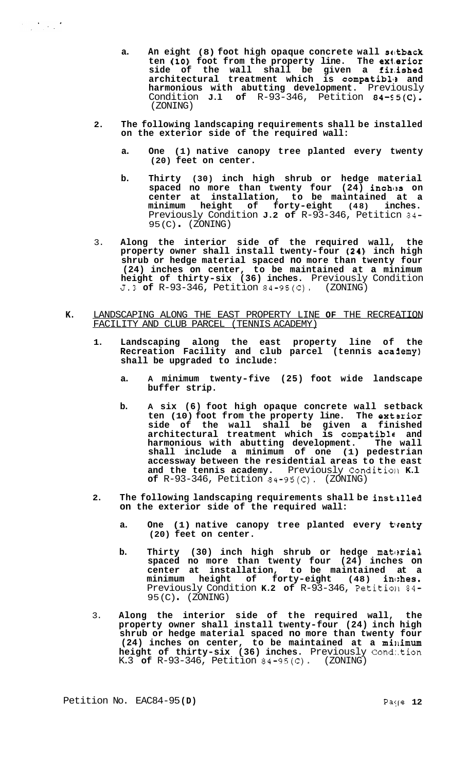a. **An eight (8) foot high opaque concrete wall setback ten (10) foot from the property line. The exterior side of the wall shall be given a finished architectural treatment which is compatible and harmonious with abutting development.** Previously Condition **J.1 of** R-93-346, Petition **84-95(C).** (ZONING)

2. **The following landscaping requirements shall be installed on the exterior side of the required wall:**

   a. **One (1) native canopy tree planted every twenty (20) feet on center.**

   b. **Thirty (30) inch high shrub or hedge material spaced no more than twenty four (24) inches on center at installation, to be maintained at a minimum height of forty-eight (48) inches.** Previously Condition **J.2 of** R-93-346, Petition 84-95(C)**.** (ZONING)

3. **Along the interior side of the required wall, the property owner shall install twenty-four (24) inch high shrub or hedge material spaced no more than twenty four (24) inches on center, to be maintained at a minimum height of thirty-six (36) inches.** Previously Condition J.3 **of** R-93-346, Petition 84-95(C). (ZONING)

**K.** LANDSCAPING ALONG THE EAST PROPERTY LINE **OF** THE RECREATION FACILITY AND CLUB PARCEL (TENNIS ACADEMY)

1. **Landscaping along the east property line of the Recreation Facility and club parcel (tennis academy) shall be upgraded to include:**

   a. **A minimum twenty-five (25) foot wide landscape buffer strip.**

   b. **A six (6) foot high opaque concrete wall setback ten (10) foot from the property line. The exterior side of the wall shall be given a finished architectural treatment which is compatible and harmonious with abutting development. The wall shall include a minimum of one (1) pedestrian accessway between the residential areas to the east and the tennis academy.** Previously Condition **K.1 of** R-93-346, Petition 84-95(C). (ZONING)

2. **The following landscaping requirements shall be installed on the exterior side of the required wall:**

   a. **One (1) native canopy tree planted every twenty (20) feet on center.**

   b. **Thirty (30) inch high shrub or hedge material spaced no more than twenty four (24) inches on center at installation, to be maintained at a minimum height of forty-eight (48) inches.** Previously Condition **K.2 of** R-93-346, Petition 84-95(C)**.** (ZONING)

3. **Along the interior side of the required wall, the property owner shall install twenty-four (24) inch high shrub or hedge material spaced no more than twenty four (24) inches on center, to be maintained at a minimum height of thirty-six (36) inches.** Previously Condition K.3 **of** R-93-346, Petition 84-95(C). (ZONING)

Petition No. EAC84-95**(D)**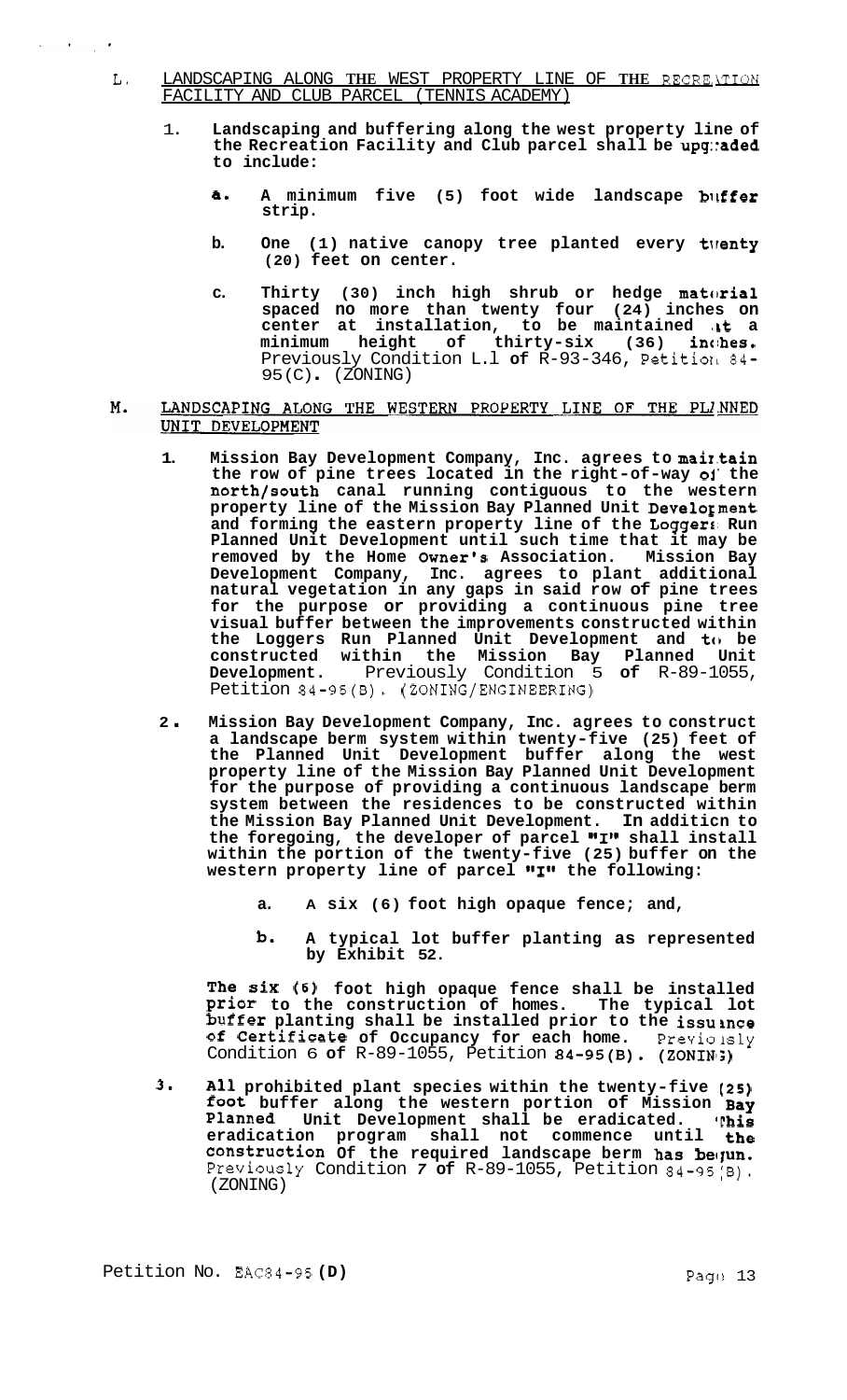L. LANDSCAPING ALONG THE WEST PROPERTY LINE OF THE RECREATION FACILITY AND CLUB PARCEL (TENNIS ACADEMY)

1. **Landscaping and buffering along the west property line of the Recreation Facility and Club parcel shall be upgraded to include:**

   a. **A minimum five (5) foot wide landscape buffer strip.**

   b. **One (1) native canopy tree planted every twenty (20) feet on center.**

   c. **Thirty (30) inch high shrub or hedge material spaced no more than twenty four (24) inches on center at installation, to be maintained at a minimum height of thirty-six (36) inches.** Previously Condition L.1 **of** R-93-346, Petition 84-95(C)**.** (ZONING)

M. LANDSCAPING ALONG THE WESTERN PROPERTY LINE OF THE PLANNED UNIT DEVELOPMENT

1. **Mission Bay Development Company, Inc. agrees to maintain the row of pine trees located in the right-of-way of the north/south canal running contiguous to the western property line of the Mission Bay Planned Unit Development and forming the eastern property line of the Loggers Run Planned Unit Development until such time that it may be removed by the Home Owner's Association. Mission Bay Development Company, Inc. agrees to plant additional natural vegetation in any gaps in said row of pine trees for the purpose or providing a continuous pine tree visual buffer between the improvements constructed within the Loggers Run Planned Unit Development and to be constructed within the Mission Bay Planned Unit Development.** Previously Condition 5 **of** R-89-1055, Petition 84-95(B). (ZONING/ENGINEERING)

2. **Mission Bay Development Company, Inc. agrees to construct a landscape berm system within twenty-five (25) feet of the Planned Unit Development buffer along the west property line of the Mission Bay Planned Unit Development for the purpose of providing a continuous landscape berm system between the residences to be constructed within the Mission Bay Planned Unit Development. In addition to the foregoing, the developer of parcel "I" shall install within the portion of the twenty-five (25) buffer on the western property line of parcel "I" the following:**

   a. **A six (6) foot high opaque fence; and,**

   b. **A typical lot buffer planting as represented by Exhibit 52.**

   **The six (6) foot high opaque fence shall be installed prior to the construction of homes. The typical lot buffer planting shall be installed prior to the issuance of Certificate of Occupancy for each home.** Previously Condition 6 **of** R-89-1055, Petition **84-95(B). (ZONING)**

3. **All prohibited plant species within the twenty-five (25) foot buffer along the western portion of Mission Bay Planned Unit Development shall be eradicated. This eradication program shall not commence until the construction of the required landscape berm has begun.** Previously Condition 7 **of** R-89-1055, Petition 84-95(B). (ZONING)

Petition No. EAC84-95 **(D)**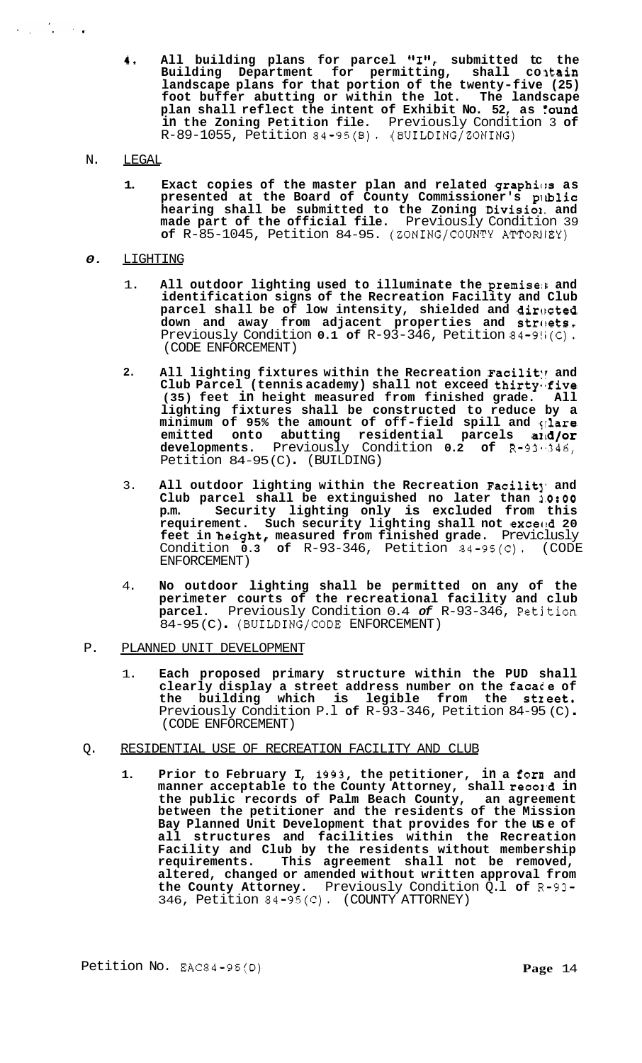4. **All building plans for parcel "I", submitted to the Building Department for permitting, shall contain landscape plans for that portion of the twenty-five (25) foot buffer abutting or within the lot. The landscape plan shall reflect the intent of Exhibit No. 52, as found in the Zoning Petition file.** Previously Condition 3 of R-89-1055, Petition 84-95(B). (BUILDING/ZONING)

N. LEGAL

1. **Exact copies of the master plan and related graphics as presented at the Board of County Commissioner's public hearing shall be submitted to the Zoning Division and made part of the official file.** Previously Condition 39 **of** R-85-1045, Petition 84-95. (ZONING/COUNTY ATTORNEY)

O. LIGHTING

1. **All outdoor lighting used to illuminate the premises and identification signs of the Recreation Facility and Club parcel shall be of low intensity, shielded and directed down and away from adjacent properties and streets.** Previously Condition **0.1 of** R-93-346, Petition 84-95(C). (CODE ENFORCEMENT)

2. **All lighting fixtures within the Recreation Facility and Club Parcel (tennis academy) shall not exceed thirty-five (35) feet in height measured from finished grade. All lighting fixtures shall be constructed to reduce by a minimum of 95% the amount of off-field spill and glare emitted onto abutting residential parcels and/or developments.** Previously Condition **0.2 of** R-93-346, Petition 84-95(C). (BUILDING)

3. **All outdoor lighting within the Recreation Facility and Club parcel shall be extinguished no later than 10:00 p.m. Security lighting only is excluded from this requirement. Such security lighting shall not exceed 20 feet in height, measured from finished grade.** Previously Condition **0.3 of** R-93-346, Petition 84-95(C). (CODE ENFORCEMENT)

4. **No outdoor lighting shall be permitted on any of the perimeter courts of the recreational facility and club parcel.** Previously Condition 0.4 *of* R-93-346, Petition 84-95(C). (BUILDING/CODE ENFORCEMENT)

P. PLANNED UNIT DEVELOPMENT

1. **Each proposed primary structure within the PUD shall clearly display a street address number on the facade of the building which is legible from the street.** Previously Condition P.1 **of** R-93-346, Petition 84-95 (C). (CODE ENFORCEMENT)

Q. RESIDENTIAL USE OF RECREATION FACILITY AND CLUB

1. **Prior to February 1, 1993, the petitioner, in a form and manner acceptable to the County Attorney, shall record in the public records of Palm Beach County, an agreement between the petitioner and the residents of the Mission Bay Planned Unit Development that provides for the use of all structures and facilities within the Recreation Facility and Club by the residents without membership requirements. This agreement shall not be removed, altered, changed or amended without written approval from the County Attorney.** Previously Condition Q.1 **of** R-93-346, Petition 84-95(C). (COUNTY ATTORNEY)

Petition No. EAC84-95(D)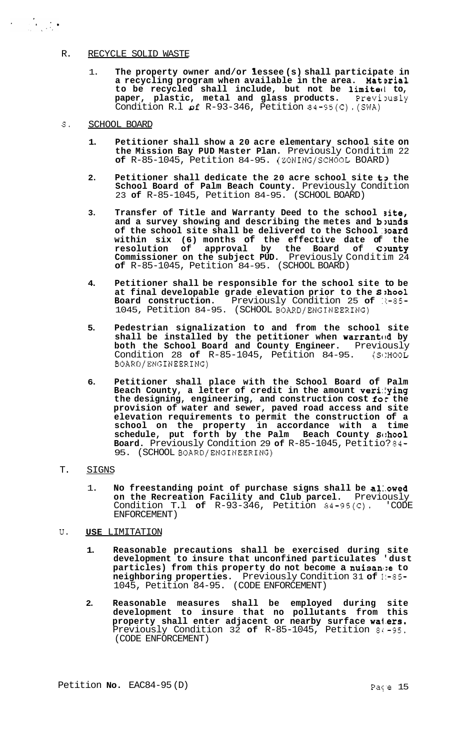R. <u>RECYCLE SOLID WASTE</u>

1. **The property owner and/or lessee(s) shall participate in a recycling program when available in the area. Material to be recycled shall include, but not be limited to, paper, plastic, metal and glass products.** Previously Condition R.1 of R-93-346, Petition 84-95(C). (SWA)

S. <u>SCHOOL BOARD</u>

1. **Petitioner shall show a 20 acre elementary school site on the Mission Bay PUD Master Plan.** Previously Condition 22 **of** R-85-1045, Petition 84-95. (ZONING/SCHOOL BOARD)

2. **Petitioner shall dedicate the 20 acre school site to the School Board of Palm Beach County.** Previously Condition 23 **of** R-85-1045, Petition 84-95. (SCHOOL BOARD)

3. **Transfer of Title and Warranty Deed to the school site, and a survey showing and describing the metes and bounds of the school site shall be delivered to the School Board within six (6) months of the effective date of the resolution of approval by the Board of County Commissioner on the subject PUD.** Previously Condition 24 **of** R-85-1045, Petition 84-95. (SCHOOL BOARD)

4. **Petitioner shall be responsible for the school site to be at final developable grade elevation prior to the School Board construction.** Previously Condition 25 **of** R-85-1045, Petition 84-95. (SCHOOL BOARD/ENGINEERING)

5. **Pedestrian signalization to and from the school site shall be installed by the petitioner when warranted by both the School Board and County Engineer.** Previously Condition 28 **of** R-85-1045, Petition 84-95. (SCHOOL BOARD/ENGINEERING)

6. **Petitioner shall place with the School Board of Palm Beach County, a letter of credit in the amount verifying the designing, engineering, and construction cost for the provision of water and sewer, paved road access and site elevation requirements to permit the construction of a school on the property in accordance with a time schedule, put forth by the Palm Beach County School Board.** Previously Condition 29 **of** R-85-1045, Petition 84-95. (SCHOOL BOARD/ENGINEERING)

T. <u>SIGNS</u>

1. **No freestanding point of purchase signs shall be allowed on the Recreation Facility and Club parcel.** Previously Condition T.1 **of** R-93-346, Petition 84-95(C). (CODE ENFORCEMENT)

U. <u>**USE** LIMITATION</u>

1. **Reasonable precautions shall be exercised during site development to insure that unconfined particulates (dust particles) from this property do not become a nuisance to neighboring properties.** Previously Condition 31 **of** R-85-1045, Petition 84-95. (CODE ENFORCEMENT)

2. **Reasonable measures shall be employed during site development to insure that no pollutants from this property shall enter adjacent or nearby surface waters.** Previously Condition 32 **of** R-85-1045, Petition 84-95. (CODE ENFORCEMENT)

Petition **No.** EAC84-95(D)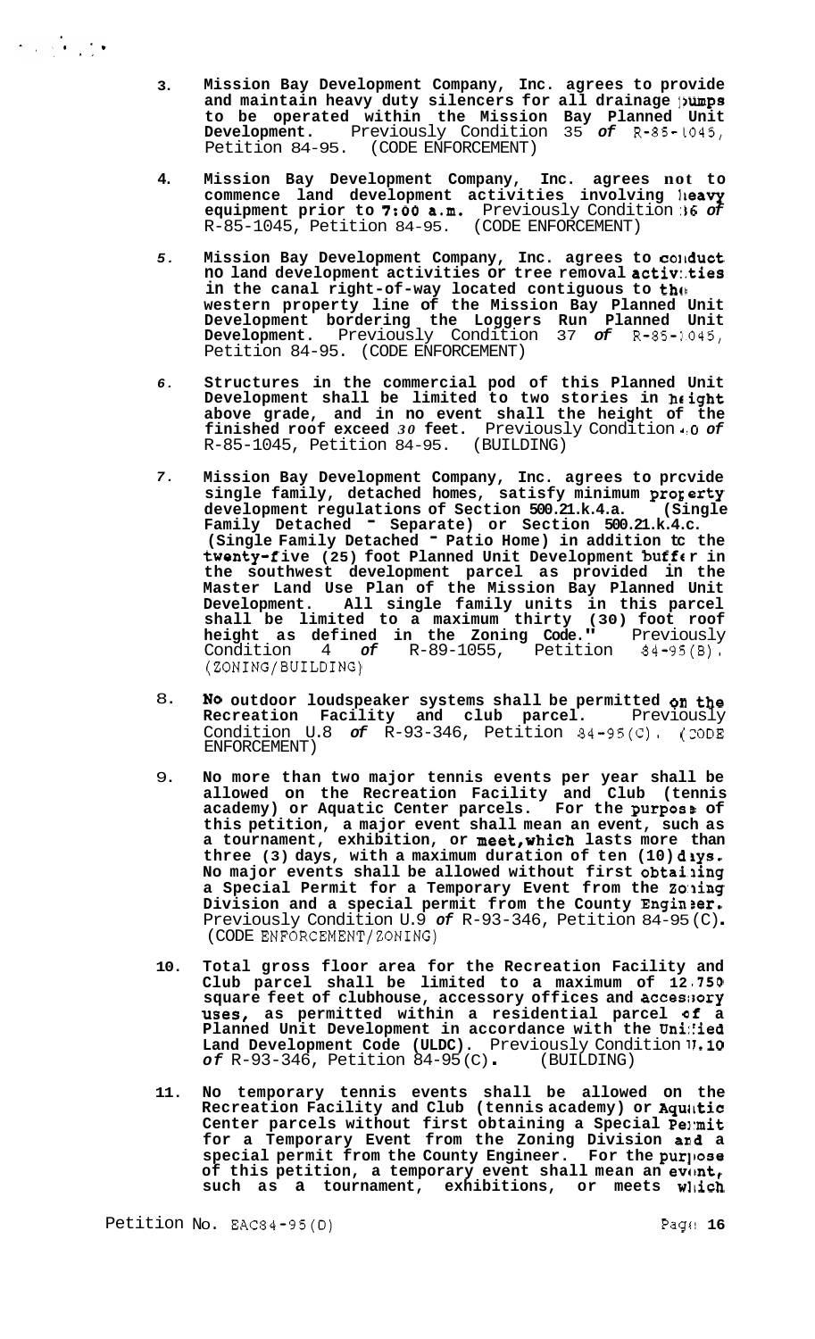3. **Mission Bay Development Company, Inc. agrees to provide and maintain heavy duty silencers for all drainage pumps to be operated within the Mission Bay Planned Unit Development.** Previously Condition 35 *of* R-85-1045, Petition 84-95. (CODE ENFORCEMENT)

4. **Mission Bay Development Company, Inc. agrees not to commence land development activities involving heavy equipment prior to 7:00 a.m.** Previously Condition 36 *of* R-85-1045, Petition 84-95. (CODE ENFORCEMENT)

5. **Mission Bay Development Company, Inc. agrees to conduct no land development activities or tree removal activities in the canal right-of-way located contiguous to the western property line of the Mission Bay Planned Unit Development bordering the Loggers Run Planned Unit Development.** Previously Condition 37 *of* R-85-1045, Petition 84-95. (CODE ENFORCEMENT)

6. **Structures in the commercial pod of this Planned Unit Development shall be limited to two stories in height above grade, and in no event shall the height of the finished roof exceed** *30* **feet.** Previously Condition 40 *of* R-85-1045, Petition 84-95. (BUILDING)

7. **Mission Bay Development Company, Inc. agrees to provide single family, detached homes, satisfy minimum property development regulations of Section 500.21.k.4.a. (Single Family Detached - Separate) or Section 500.21.k.4.c. (Single Family Detached - Patio Home) in addition to the twenty-five (25) foot Planned Unit Development buffer in the southwest development parcel as provided in the Master Land Use Plan of the Mission Bay Planned Unit Development. All single family units in this parcel shall be limited to a maximum thirty (30) foot roof height as defined in the Zoning Code."** Previously Condition 4 *of* R-89-1055, Petition 84-95(B). (ZONING/BUILDING)

8. **No outdoor loudspeaker systems shall be permitted on the Recreation Facility and club parcel.** Previously Condition U.8 *of* R-93-346, Petition 84-95(C). (CODE ENFORCEMENT)

9. **No more than two major tennis events per year shall be allowed on the Recreation Facility and Club (tennis academy) or Aquatic Center parcels. For the purpose of this petition, a major event shall mean an event, such as a tournament, exhibition, or meet, which lasts more than three (3) days, with a maximum duration of ten (10) days. No major events shall be allowed without first obtaining a Special Permit for a Temporary Event from the Zoning Division and a special permit from the County Engineer.** Previously Condition U.9 *of* R-93-346, Petition 84-95(C). (CODE ENFORCEMENT/ZONING)

10. **Total gross floor area for the Recreation Facility and Club parcel shall be limited to a maximum of 12,750 square feet of clubhouse, accessory offices and accessory uses, as permitted within a residential parcel of a Planned Unit Development in accordance with the Unified Land Development Code (ULDC).** Previously Condition U.10 *of* R-93-346, Petition 84-95(C). (BUILDING)

11. **No temporary tennis events shall be allowed on the Recreation Facility and Club (tennis academy) or Aquatic Center parcels without first obtaining a Special Permit for a Temporary Event from the Zoning Division and a special permit from the County Engineer. For the purpose of this petition, a temporary event shall mean an event, such as a tournament, exhibitions, or meets which**

Petition No. EAC84-95(D)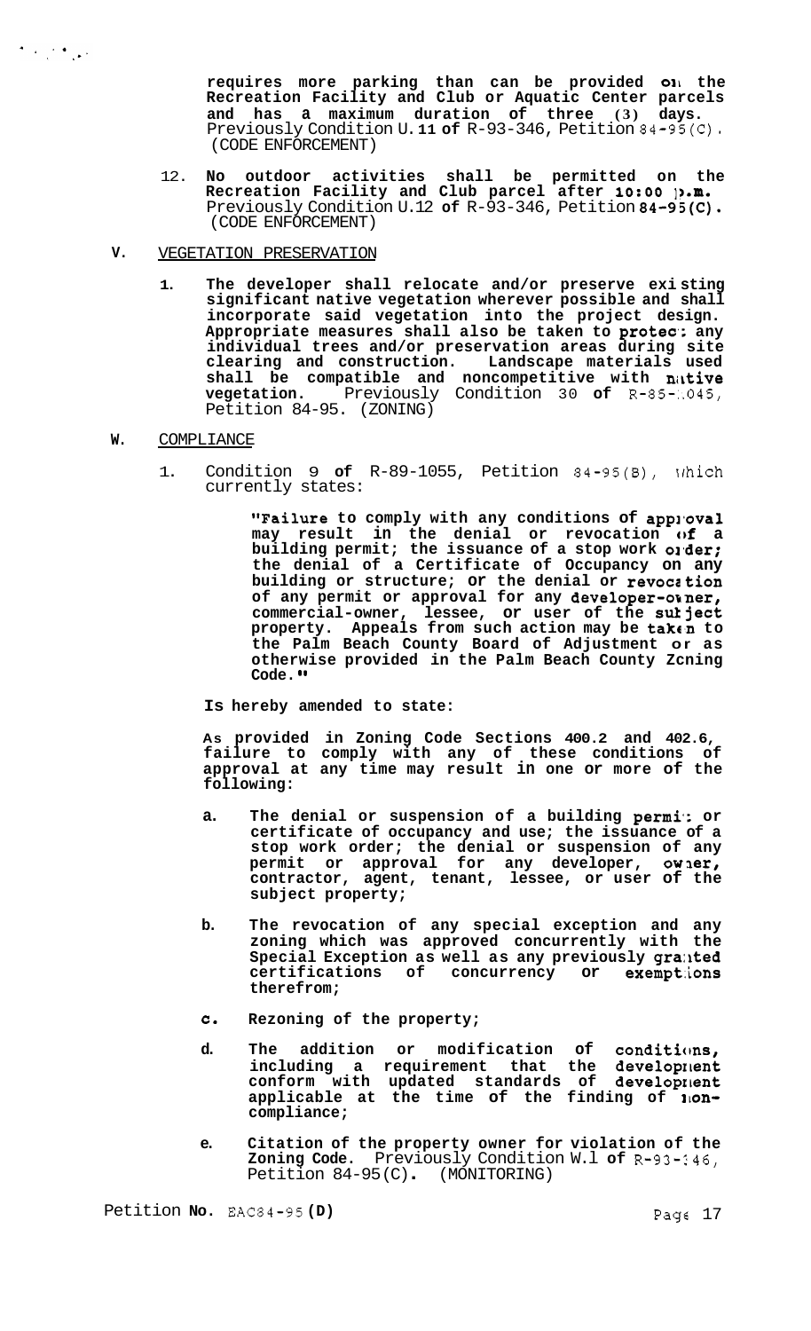**requires more parking than can be provided on the Recreation Facility and Club or Aquatic Center parcels and has a maximum duration of three (3) days.** Previously Condition U.**11 of** R-93-346, Petition 84-95(C). (CODE ENFORCEMENT)

12. **No outdoor activities shall be permitted on the Recreation Facility and Club parcel after 10:00 p.m.** Previously Condition U.12 **of** R-93-346, Petition **84-95(C).** (CODE ENFORCEMENT)

**V.** VEGETATION PRESERVATION

1. **The developer shall relocate and/or preserve existing significant native vegetation wherever possible and shall incorporate said vegetation into the project design. Appropriate measures shall also be taken to protect any individual trees and/or preservation areas during site clearing and construction. Landscape materials used shall be compatible and noncompetitive with native vegetation.** Previously Condition 30 **of** R-85-1045, Petition 84-95. (ZONING)

**W.** COMPLIANCE

1. Condition 9 **of** R-89-1055, Petition 84-95(B), which currently states:

   **"Failure to comply with any conditions of approval may result in the denial or revocation of a building permit; the issuance of a stop work order; the denial of a Certificate of Occupancy on any building or structure; or the denial or revocation of any permit or approval for any developer-owner, commercial-owner, lessee, or user of the subject property. Appeals from such action may be taken to the Palm Beach County Board of Adjustment or as otherwise provided in the Palm Beach County Zoning Code."**

   **Is hereby amended to state:**

   **As provided in Zoning Code Sections 400.2 and 402.6, failure to comply with any of these conditions of approval at any time may result in one or more of the following:**

   a. **The denial or suspension of a building permit or certificate of occupancy and use; the issuance of a stop work order; the denial or suspension of any permit or approval for any developer, owner, contractor, agent, tenant, lessee, or user of the subject property;**

   b. **The revocation of any special exception and any zoning which was approved concurrently with the Special Exception as well as any previously granted certifications of concurrency or exemptions therefrom;**

   c. **Rezoning of the property;**

   d. **The addition or modification of conditions, including a requirement that the development conform with updated standards of development applicable at the time of the finding of non-compliance;**

   e. **Citation of the property owner for violation of the Zoning Code.** Previously Condition W.1 **of** R-93-346, Petition 84-95(C). (MONITORING)

Petition **No.** EAC84-95 **(D)**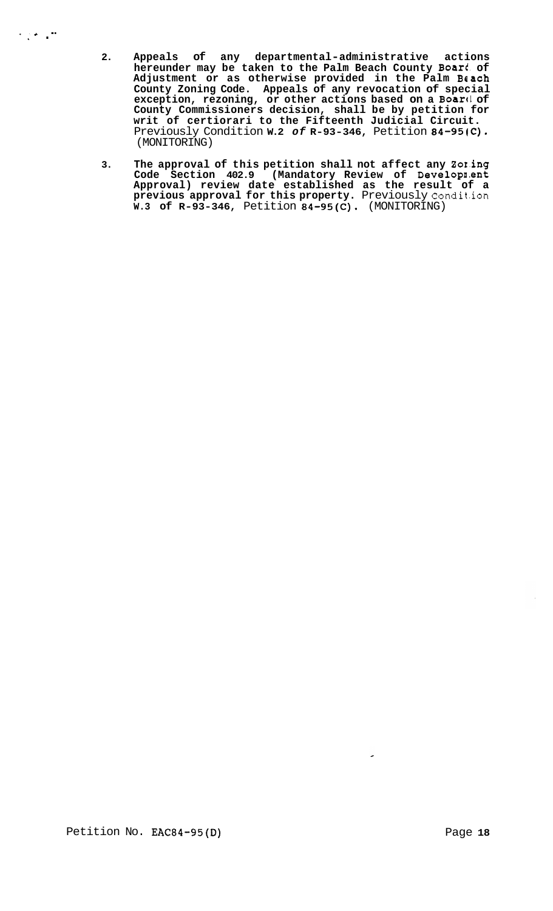2. **Appeals of any departmental-administrative actions hereunder may be taken to the Palm Beach County Board of Adjustment or as otherwise provided in the Palm Beach County Zoning Code. Appeals of any revocation of special exception, rezoning, or other actions based on a Board of County Commissioners decision, shall be by petition for writ of certiorari to the Fifteenth Judicial Circuit.** Previously Condition **W.2** ***of*** **R-93-346,** Petition **84-95(C).** (MONITORING)

3. **The approval of this petition shall not affect any Zoning Code Section 402.9 (Mandatory Review of Development Approval) review date established as the result of a previous approval for this property.** Previously Condition **W.3 of R-93-346,** Petition **84-95(C).** (MONITORING)

Petition No. EAC84-95(D)